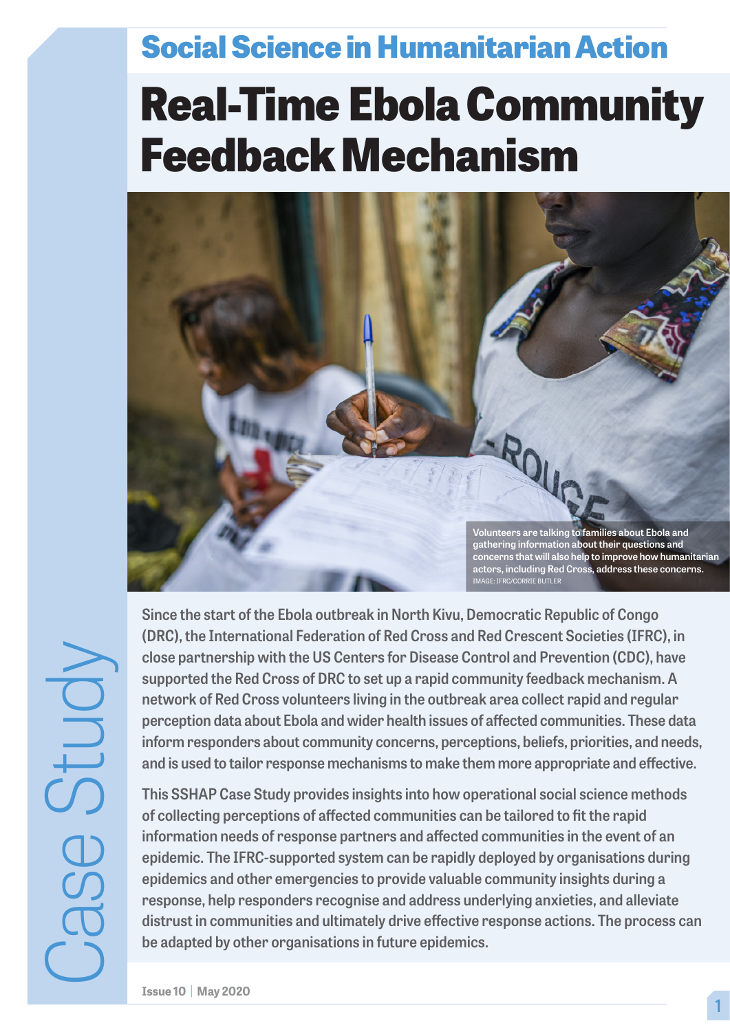Social Science in Humanitarian Action

# Real-Time Ebola Community Feedback Mechanism

Volunteers are talking to families about Ebola and gathering information about their questions and concerns that will also help to improve how humanitarian actors, including Red Cross, address these concerns.
IMAGE: IFRC/CORRIE BUTLER

Case Study

**Since the start of the Ebola outbreak in North Kivu, Democratic Republic of Congo (DRC), the International Federation of Red Cross and Red Crescent Societies (IFRC), in close partnership with the US Centers for Disease Control and Prevention (CDC), have supported the Red Cross of DRC to set up a rapid community feedback mechanism. A network of Red Cross volunteers living in the outbreak area collect rapid and regular perception data about Ebola and wider health issues of affected communities. These data inform responders about community concerns, perceptions, beliefs, priorities, and needs, and is used to tailor response mechanisms to make them more appropriate and effective.**

**This SSHAP Case Study provides insights into how operational social science methods of collecting perceptions of affected communities can be tailored to fit the rapid information needs of response partners and affected communities in the event of an epidemic. The IFRC-supported system can be rapidly deployed by organisations during epidemics and other emergencies to provide valuable community insights during a response, help responders recognise and address underlying anxieties, and alleviate distrust in communities and ultimately drive effective response actions. The process can be adapted by other organisations in future epidemics.**

Issue 10 | May 2020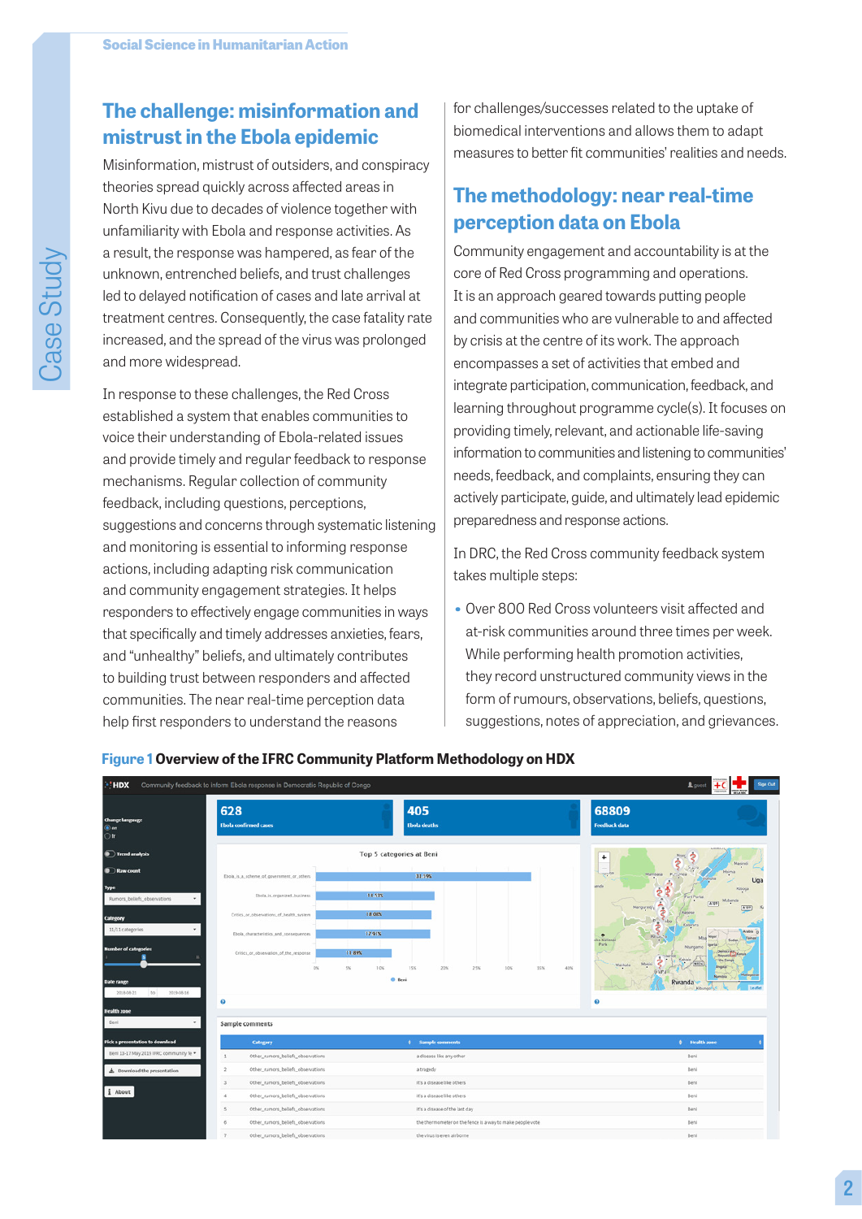## The challenge: misinformation and mistrust in the Ebola epidemic

Misinformation, mistrust of outsiders, and conspiracy theories spread quickly across affected areas in North Kivu due to decades of violence together with unfamiliarity with Ebola and response activities. As a result, the response was hampered, as fear of the unknown, entrenched beliefs, and trust challenges led to delayed notification of cases and late arrival at treatment centres. Consequently, the case fatality rate increased, and the spread of the virus was prolonged and more widespread.

In response to these challenges, the Red Cross established a system that enables communities to voice their understanding of Ebola-related issues and provide timely and regular feedback to response mechanisms. Regular collection of community feedback, including questions, perceptions, suggestions and concerns through systematic listening and monitoring is essential to informing response actions, including adapting risk communication and community engagement strategies. It helps responders to effectively engage communities in ways that specifically and timely addresses anxieties, fears, and "unhealthy" beliefs, and ultimately contributes to building trust between responders and affected communities. The near real-time perception data help first responders to understand the reasons for challenges/successes related to the uptake of biomedical interventions and allows them to adapt measures to better fit communities' realities and needs.

## The methodology: near real-time perception data on Ebola

Community engagement and accountability is at the core of Red Cross programming and operations. It is an approach geared towards putting people and communities who are vulnerable to and affected by crisis at the centre of its work. The approach encompasses a set of activities that embed and integrate participation, communication, feedback, and learning throughout programme cycle(s). It focuses on providing timely, relevant, and actionable life-saving information to communities and listening to communities' needs, feedback, and complaints, ensuring they can actively participate, guide, and ultimately lead epidemic preparedness and response actions.

In DRC, the Red Cross community feedback system takes multiple steps:

- Over 800 Red Cross volunteers visit affected and at-risk communities around three times per week. While performing health promotion activities, they record unstructured community views in the form of rumours, observations, beliefs, questions, suggestions, notes of appreciation, and grievances.

**Figure 1** Overview of the IFRC Community Platform Methodology on HDX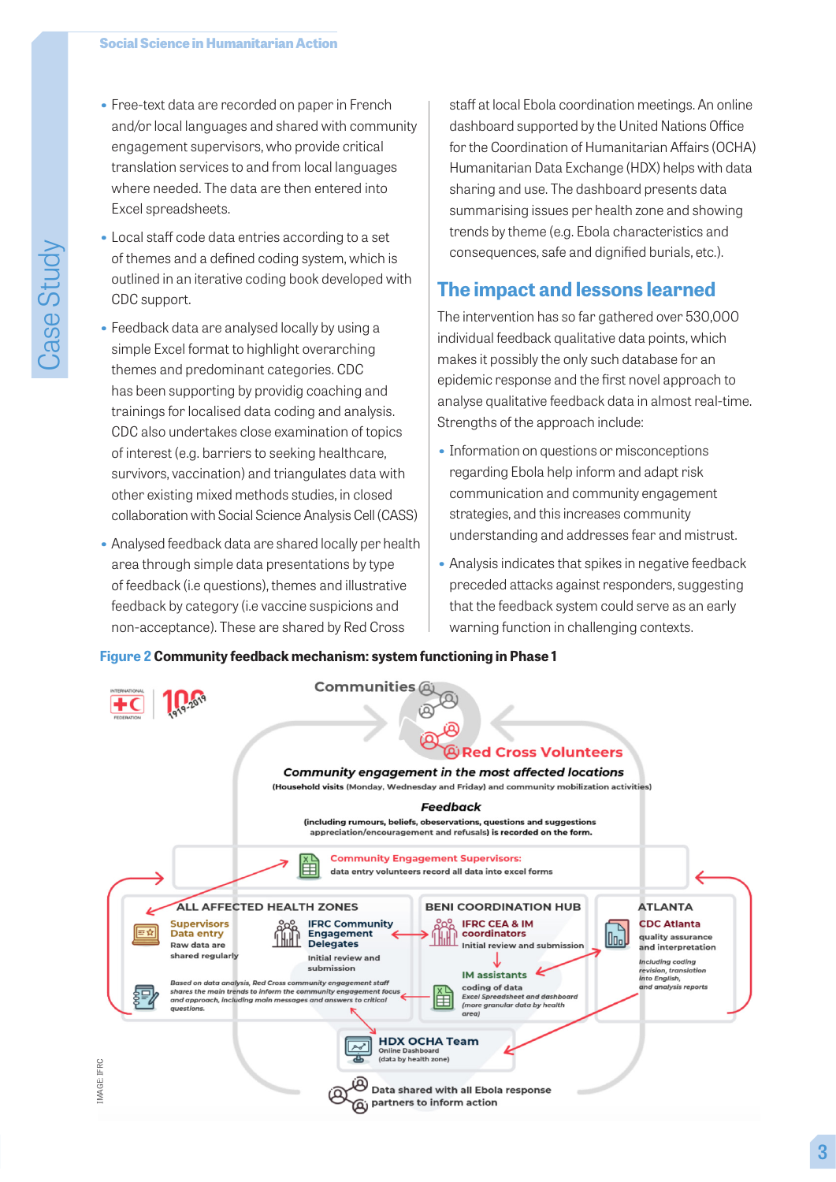- Free-text data are recorded on paper in French and/or local languages and shared with community engagement supervisors, who provide critical translation services to and from local languages where needed. The data are then entered into Excel spreadsheets.
- Local staff code data entries according to a set of themes and a defined coding system, which is outlined in an iterative coding book developed with CDC support.
- Feedback data are analysed locally by using a simple Excel format to highlight overarching themes and predominant categories. CDC has been supporting by providig coaching and trainings for localised data coding and analysis. CDC also undertakes close examination of topics of interest (e.g. barriers to seeking healthcare, survivors, vaccination) and triangulates data with other existing mixed methods studies, in closed collaboration with Social Science Analysis Cell (CASS)
- Analysed feedback data are shared locally per health area through simple data presentations by type of feedback (i.e questions), themes and illustrative feedback by category (i.e vaccine suspicions and non-acceptance). These are shared by Red Cross staff at local Ebola coordination meetings. An online dashboard supported by the United Nations Office for the Coordination of Humanitarian Affairs (OCHA) Humanitarian Data Exchange (HDX) helps with data sharing and use. The dashboard presents data summarising issues per health zone and showing trends by theme (e.g. Ebola characteristics and consequences, safe and dignified burials, etc.).

## The impact and lessons learned

The intervention has so far gathered over 530,000 individual feedback qualitative data points, which makes it possibly the only such database for an epidemic response and the first novel approach to analyse qualitative feedback data in almost real-time. Strengths of the approach include:

- Information on questions or misconceptions regarding Ebola help inform and adapt risk communication and community engagement strategies, and this increases community understanding and addresses fear and mistrust.
- Analysis indicates that spikes in negative feedback preceded attacks against responders, suggesting that the feedback system could serve as an early warning function in challenging contexts.

**Figure 2 Community feedback mechanism: system functioning in Phase 1**

Communities

Red Cross Volunteers

*Community engagement in the most affected locations*

(Household visits (Monday, Wednesday and Friday) and community mobilization activities)

*Feedback*

(including rumours, beliefs, observations, questions and suggestions appreciation/encouragement and refusals) is recorded on the form.

Community Engagement Supervisors: data entry volunteers record all data into excel forms

ALL AFFECTED HEALTH ZONES

Supervisors Data entry — Raw data are shared regularly

IFRC Community Engagement Delegates — Initial review and submission

Based on data analysis, Red Cross community engagement staff shares the main trends to inform the community engagement focus and approach, including main messages and answers to critical questions.

BENI COORDINATION HUB

IFRC CEA & IM coordinators — Initial review and submission

IM assistants — coding of data — Excel Spreadsheet and dashboard (more granular data by health area)

ATLANTA

CDC Atlanta — quality assurance and interpretation — Including coding revision, translation into English, and analysis reports

HDX OCHA Team — Online Dashboard (data by health zone)

Data shared with all Ebola response partners to inform action

IMAGE IFRC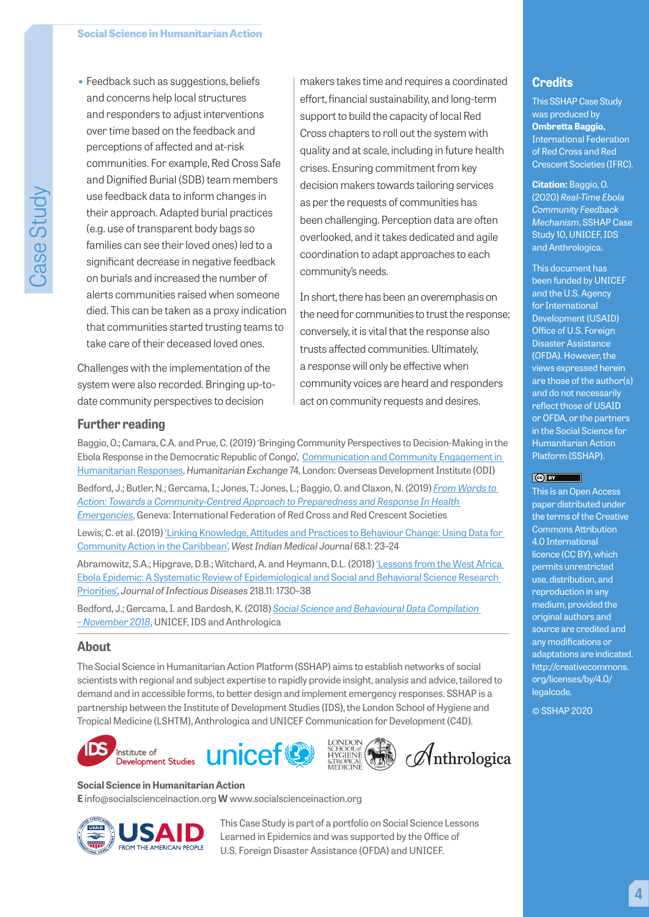- Feedback such as suggestions, beliefs and concerns help local structures and responders to adjust interventions over time based on the feedback and perceptions of affected and at-risk communities. For example, Red Cross Safe and Dignified Burial (SDB) team members use feedback data to inform changes in their approach. Adapted burial practices (e.g. use of transparent body bags so families can see their loved ones) led to a significant decrease in negative feedback on burials and increased the number of alerts communities raised when someone died. This can be taken as a proxy indication that communities started trusting teams to take care of their deceased loved ones.

Challenges with the implementation of the system were also recorded. Bringing up-to-date community perspectives to decision makers takes time and requires a coordinated effort, financial sustainability, and long-term support to build the capacity of local Red Cross chapters to roll out the system with quality and at scale, including in future health crises. Ensuring commitment from key decision makers towards tailoring services as per the requests of communities has been challenging. Perception data are often overlooked, and it takes dedicated and agile coordination to adapt approaches to each community's needs.

In short, there has been an overemphasis on the need for communities to trust the response; conversely, it is vital that the response also trusts affected communities. Ultimately, a response will only be effective when community voices are heard and responders act on community requests and desires.

## Further reading

Baggio, O.; Camara, C.A. and Prue, C. (2019) 'Bringing Community Perspectives to Decision-Making in the Ebola Response in the Democratic Republic of Congo', Communication and Community Engagement in Humanitarian Responses, *Humanitarian Exchange* 74, London: Overseas Development Institute (ODI)

Bedford, J.; Butler, N.; Gercama, I.; Jones, T.; Jones, L.; Baggio, O. and Claxon, N. (2019) *From Words to Action: Towards a Community-Centred Approach to Preparedness and Response In Health Emergencies*, Geneva: International Federation of Red Cross and Red Crescent Societies

Lewis, C. et al. (2019) 'Linking Knowledge, Attitudes and Practices to Behaviour Change: Using Data for Community Action in the Caribbean', *West Indian Medical Journal* 68.1: 23–24

Abramowitz, S.A.; Hipgrave, D.B.; Witchard, A. and Heymann, D.L. (2018) 'Lessons from the West Africa Ebola Epidemic: A Systematic Review of Epidemiological and Social and Behavioral Science Research Priorities', *Journal of Infectious Diseases* 218.11: 1730–38

Bedford, J.; Gercama, I. and Bardosh, K. (2018) *Social Science and Behavioural Data Compilation – November 2018*, UNICEF, IDS and Anthrologica

## About

The Social Science in Humanitarian Action Platform (SSHAP) aims to establish networks of social scientists with regional and subject expertise to rapidly provide insight, analysis and advice, tailored to demand and in accessible forms, to better design and implement emergency responses. SSHAP is a partnership between the Institute of Development Studies (IDS), the London School of Hygiene and Tropical Medicine (LSHTM), Anthrologica and UNICEF Communication for Development (C4D).

**Social Science in Humanitarian Action**
**E** info@socialscienceinaction.org **W** www.socialscienceinaction.org

This Case Study is part of a portfolio on Social Science Lessons Learned in Epidemics and was supported by the Office of U.S. Foreign Disaster Assistance (OFDA) and UNICEF.

## Credits

This SSHAP Case Study was produced by **Ombretta Baggio,** International Federation of Red Cross and Red Crescent Societies (IFRC).

**Citation:** Baggio, O. (2020) *Real-Time Ebola Community Feedback Mechanism*, SSHAP Case Study 10, UNICEF, IDS and Anthrologica.

This document has been funded by UNICEF and the U.S. Agency for International Development (USAID) Office of U.S. Foreign Disaster Assistance (OFDA). However, the views expressed herein are those of the author(s) and do not necessarily reflect those of USAID or OFDA, or the partners in the Social Science for Humanitarian Action Platform (SSHAP).

This is an Open Access paper distributed under the terms of the Creative Commons Attribution 4.0 International licence (CC BY), which permits unrestricted use, distribution, and reproduction in any medium, provided the original authors and source are credited and any modifications or adaptations are indicated. http://creativecommons.org/licenses/by/4.0/legalcode.

© SSHAP 2020